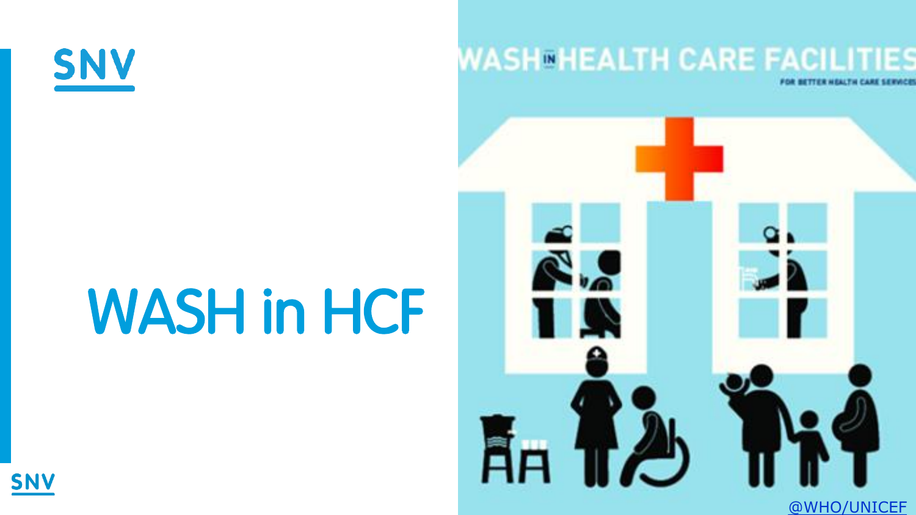SNV

# WASH in HCF

WASH IN HEALTH CARE FACILITIES

FOR BETTER HEALTH CARE SERVICES

@WHO/UNICEF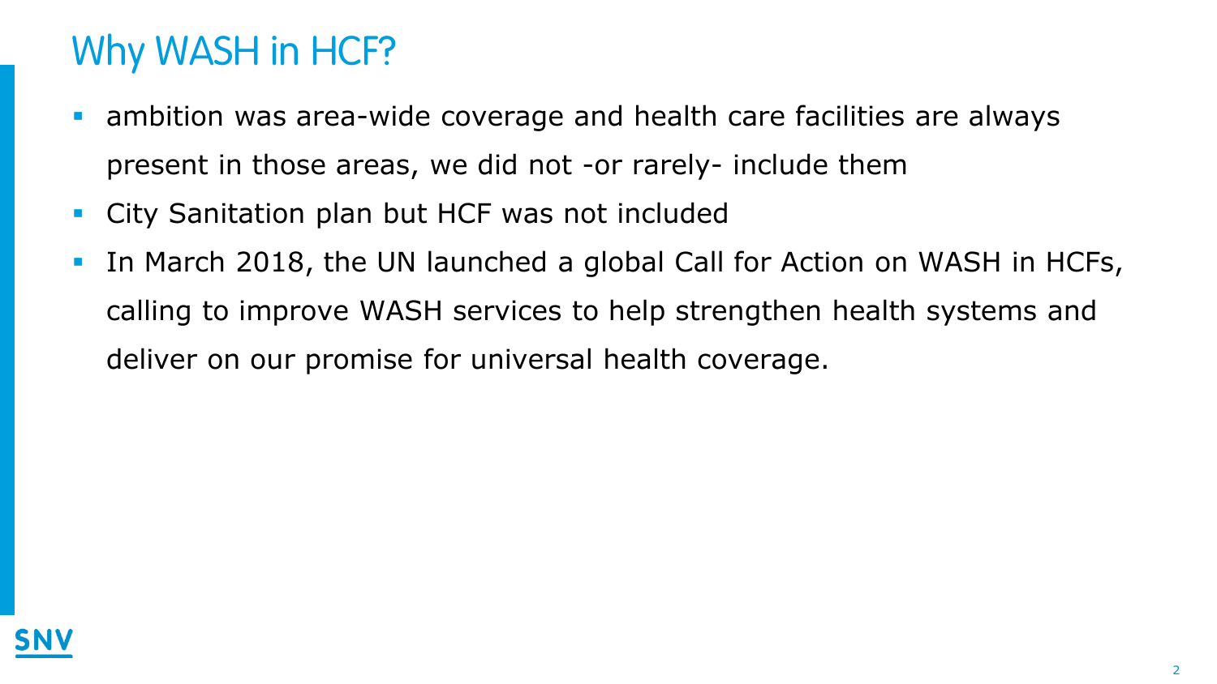# Why WASH in HCF?

- ambition was area-wide coverage and health care facilities are always present in those areas, we did not -or rarely- include them
- City Sanitation plan but HCF was not included
- In March 2018, the UN launched a global Call for Action on WASH in HCFs, calling to improve WASH services to help strengthen health systems and deliver on our promise for universal health coverage.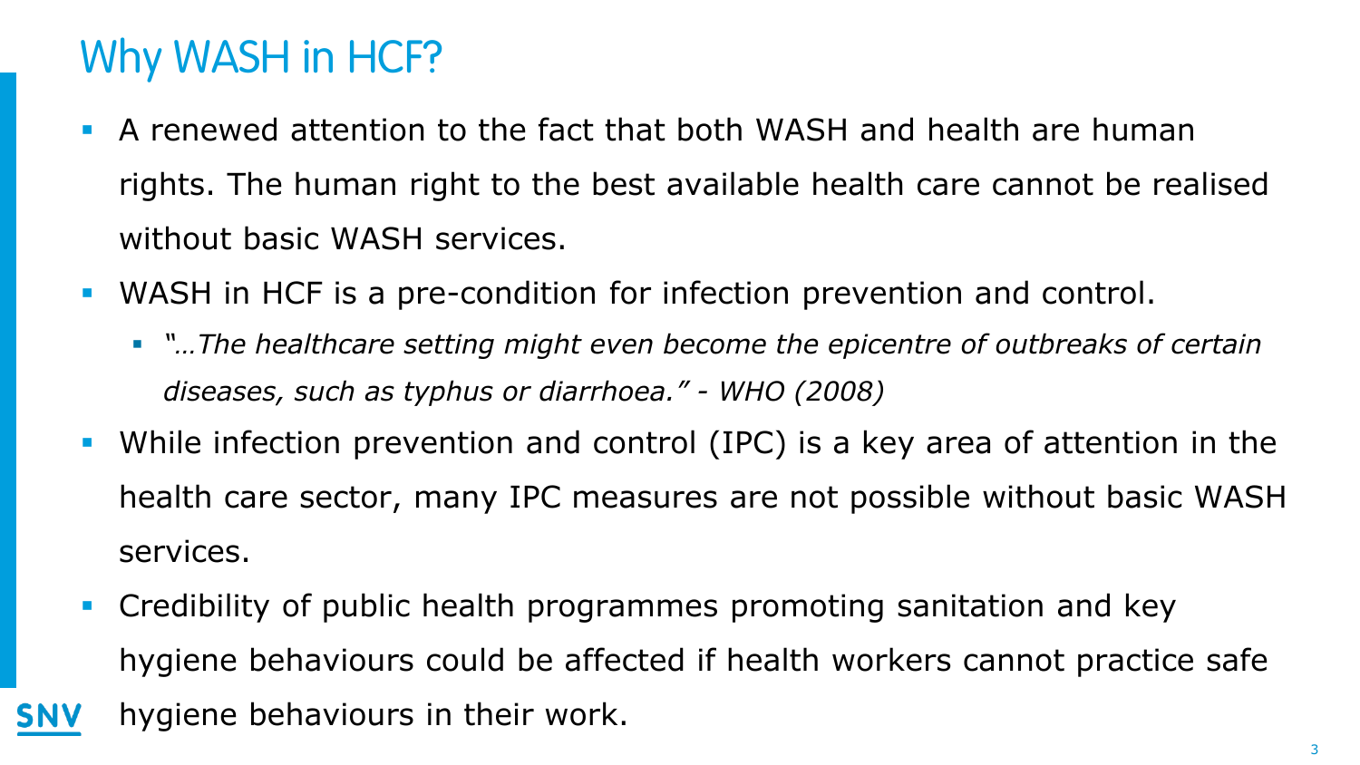# Why WASH in HCF?

- A renewed attention to the fact that both WASH and health are human rights. The human right to the best available health care cannot be realised without basic WASH services.
- WASH in HCF is a pre-condition for infection prevention and control.
  - *"…The healthcare setting might even become the epicentre of outbreaks of certain diseases, such as typhus or diarrhoea." - WHO (2008)*
- While infection prevention and control (IPC) is a key area of attention in the health care sector, many IPC measures are not possible without basic WASH services.
- Credibility of public health programmes promoting sanitation and key hygiene behaviours could be affected if health workers cannot practice safe hygiene behaviours in their work.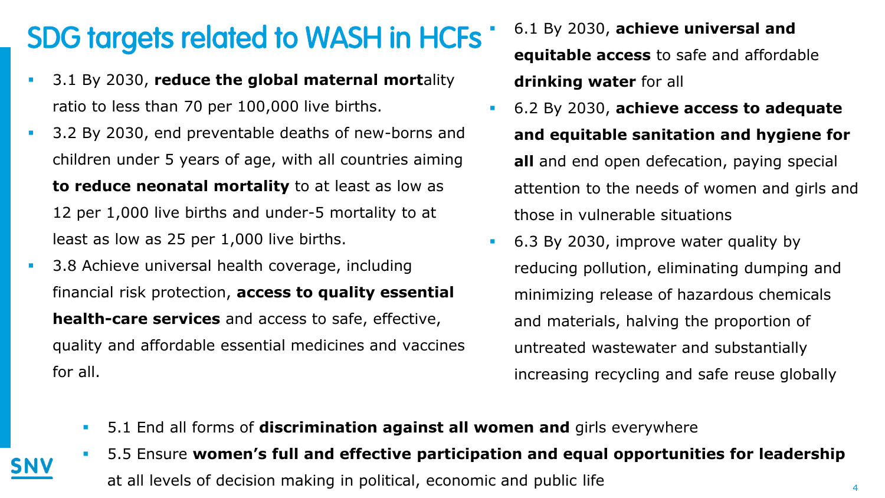# SDG targets related to WASH in HCFs

- 3.1 By 2030, **reduce the global maternal mort**ality ratio to less than 70 per 100,000 live births.
- 3.2 By 2030, end preventable deaths of new-borns and children under 5 years of age, with all countries aiming **to reduce neonatal mortality** to at least as low as 12 per 1,000 live births and under-5 mortality to at least as low as 25 per 1,000 live births.
- 3.8 Achieve universal health coverage, including financial risk protection, **access to quality essential health-care services** and access to safe, effective, quality and affordable essential medicines and vaccines for all.
- 6.1 By 2030, **achieve universal and equitable access** to safe and affordable **drinking water** for all
- 6.2 By 2030, **achieve access to adequate and equitable sanitation and hygiene for all** and end open defecation, paying special attention to the needs of women and girls and those in vulnerable situations
- 6.3 By 2030, improve water quality by reducing pollution, eliminating dumping and minimizing release of hazardous chemicals and materials, halving the proportion of untreated wastewater and substantially increasing recycling and safe reuse globally
- 5.1 End all forms of **discrimination against all women and** girls everywhere
- 5.5 Ensure **women's full and effective participation and equal opportunities for leadership** at all levels of decision making in political, economic and public life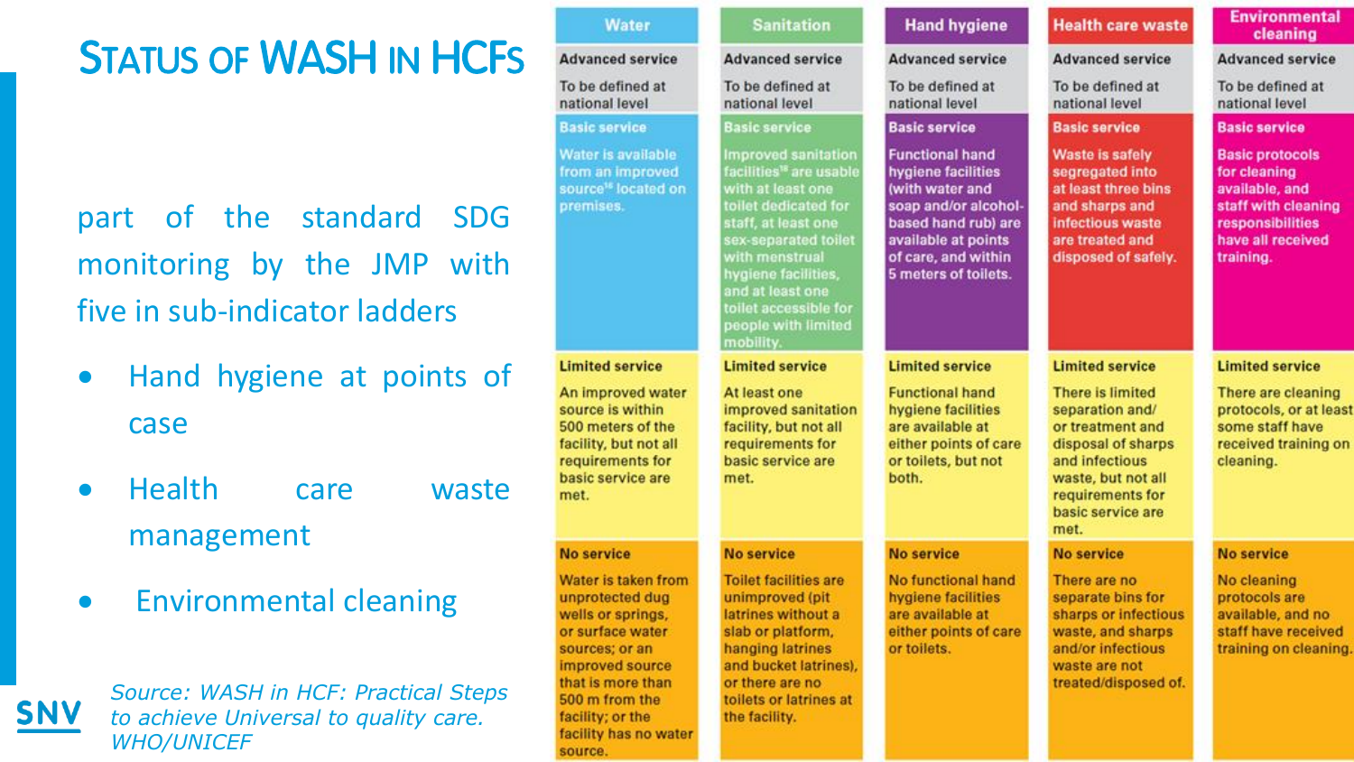# Status of WASH in HCFs

part of the standard SDG monitoring by the JMP with five in sub-indicator ladders

- Hand hygiene at points of case
- Health care waste management
- Environmental cleaning

*Source: WASH in HCF: Practical Steps to achieve Universal to quality care. WHO/UNICEF*

| Water | Sanitation | Hand hygiene | Health care waste | Environmental cleaning |
| --- | --- | --- | --- | --- |
| **Advanced service** To be defined at national level | **Advanced service** To be defined at national level | **Advanced service** To be defined at national level | **Advanced service** To be defined at national level | **Advanced service** To be defined at national level |
| **Basic service** Water is available from an improved source[16] located on premises. | **Basic service** Improved sanitation facilities[18] are usable with at least one toilet dedicated for staff, at least one sex-separated toilet with menstrual hygiene facilities, and at least one toilet accessible for people with limited mobility. | **Basic service** Functional hand hygiene facilities (with water and soap and/or alcohol-based hand rub) are available at points of care, and within 5 meters of toilets. | **Basic service** Waste is safely segregated into at least three bins and sharps and infectious waste are treated and disposed of safely. | **Basic service** Basic protocols for cleaning available, and staff with cleaning responsibilities have all received training. |
| **Limited service** An improved water source is within 500 meters of the facility, but not all requirements for basic service are met. | **Limited service** At least one improved sanitation facility, but not all requirements for basic service are met. | **Limited service** Functional hand hygiene facilities are available at either points of care or toilets, but not both. | **Limited service** There is limited separation and/ or treatment and disposal of sharps and infectious waste, but not all requirements for basic service are met. | **Limited service** There are cleaning protocols, or at least some staff have received training on cleaning. |
| **No service** Water is taken from unprotected dug wells or springs, or surface water sources; or an improved source that is more than 500 m from the facility; or the facility has no water source. | **No service** Toilet facilities are unimproved (pit latrines without a slab or platform, hanging latrines and bucket latrines), or there are no toilets or latrines at the facility. | **No service** No functional hand hygiene facilities are available at either points of care or toilets. | **No service** There are no separate bins for sharps or infectious waste, and sharps and/or infectious waste are not treated/disposed of. | **No service** No cleaning protocols are available, and no staff have received training on cleaning. |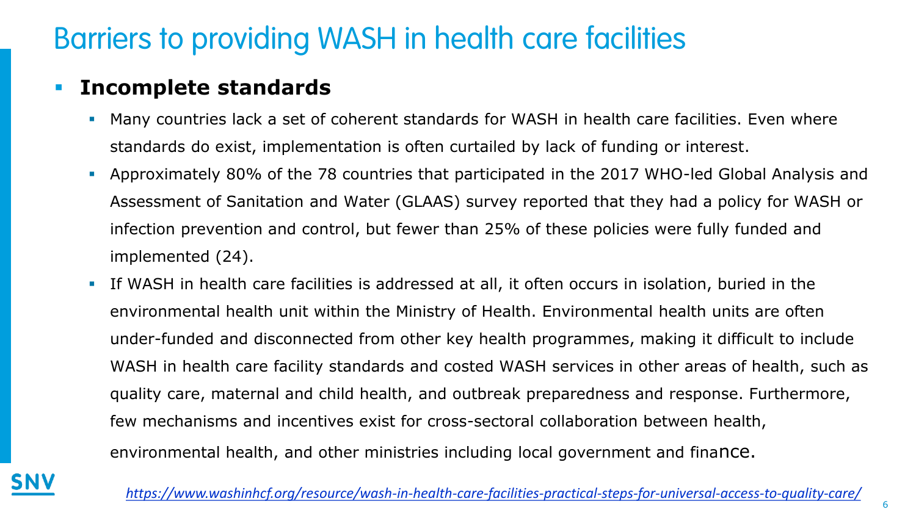# Barriers to providing WASH in health care facilities

- **Incomplete standards**
  - Many countries lack a set of coherent standards for WASH in health care facilities. Even where standards do exist, implementation is often curtailed by lack of funding or interest.
  - Approximately 80% of the 78 countries that participated in the 2017 WHO-led Global Analysis and Assessment of Sanitation and Water (GLAAS) survey reported that they had a policy for WASH or infection prevention and control, but fewer than 25% of these policies were fully funded and implemented (24).
  - If WASH in health care facilities is addressed at all, it often occurs in isolation, buried in the environmental health unit within the Ministry of Health. Environmental health units are often under-funded and disconnected from other key health programmes, making it difficult to include WASH in health care facility standards and costed WASH services in other areas of health, such as quality care, maternal and child health, and outbreak preparedness and response. Furthermore, few mechanisms and incentives exist for cross-sectoral collaboration between health, environmental health, and other ministries including local government and finance.

*https://www.washinhcf.org/resource/wash-in-health-care-facilities-practical-steps-for-universal-access-to-quality-care/*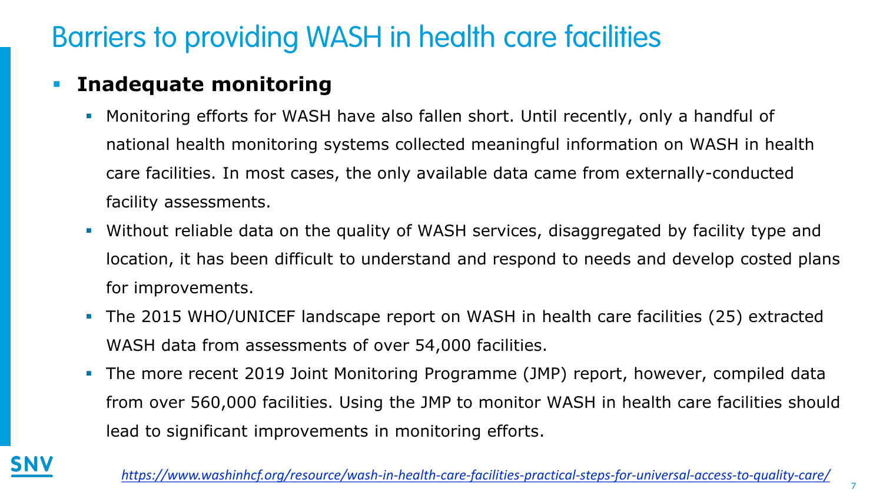# Barriers to providing WASH in health care facilities

- **Inadequate monitoring**
  - Monitoring efforts for WASH have also fallen short. Until recently, only a handful of national health monitoring systems collected meaningful information on WASH in health care facilities. In most cases, the only available data came from externally-conducted facility assessments.
  - Without reliable data on the quality of WASH services, disaggregated by facility type and location, it has been difficult to understand and respond to needs and develop costed plans for improvements.
  - The 2015 WHO/UNICEF landscape report on WASH in health care facilities (25) extracted WASH data from assessments of over 54,000 facilities.
  - The more recent 2019 Joint Monitoring Programme (JMP) report, however, compiled data from over 560,000 facilities. Using the JMP to monitor WASH in health care facilities should lead to significant improvements in monitoring efforts.

*https://www.washinhcf.org/resource/wash-in-health-care-facilities-practical-steps-for-universal-access-to-quality-care/*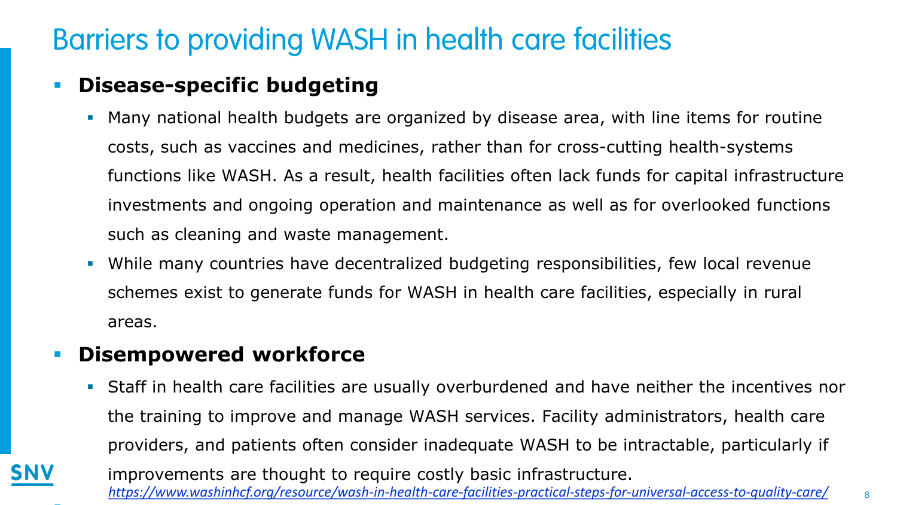# Barriers to providing WASH in health care facilities

- **Disease-specific budgeting**
  - Many national health budgets are organized by disease area, with line items for routine costs, such as vaccines and medicines, rather than for cross-cutting health-systems functions like WASH. As a result, health facilities often lack funds for capital infrastructure investments and ongoing operation and maintenance as well as for overlooked functions such as cleaning and waste management.
  - While many countries have decentralized budgeting responsibilities, few local revenue schemes exist to generate funds for WASH in health care facilities, especially in rural areas.
- **Disempowered workforce**
  - Staff in health care facilities are usually overburdened and have neither the incentives nor the training to improve and manage WASH services. Facility administrators, health care providers, and patients often consider inadequate WASH to be intractable, particularly if improvements are thought to require costly basic infrastructure.

*https://www.washinhcf.org/resource/wash-in-health-care-facilities-practical-steps-for-universal-access-to-quality-care/*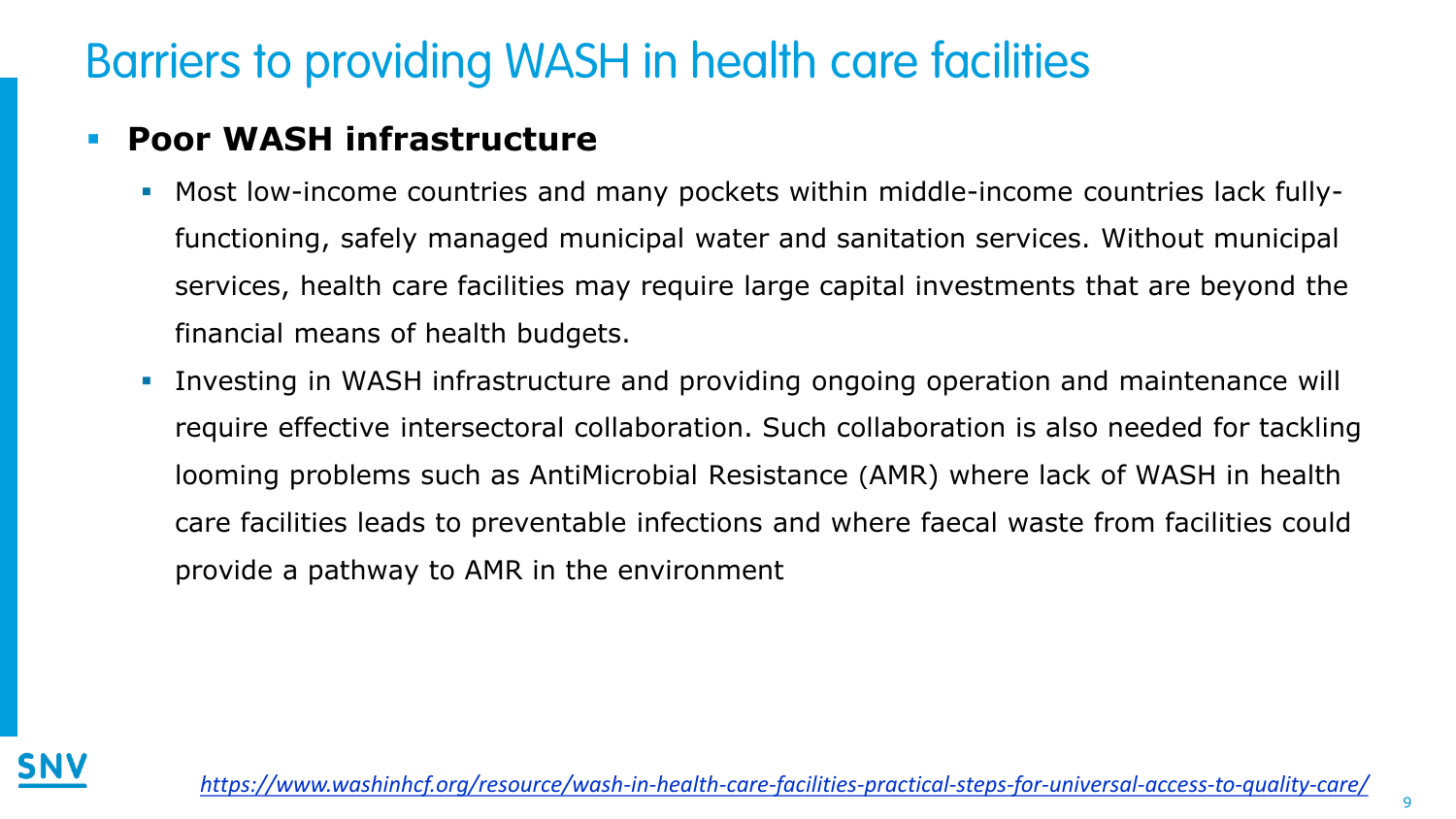# Barriers to providing WASH in health care facilities

- **Poor WASH infrastructure**
  - Most low-income countries and many pockets within middle-income countries lack fully-functioning, safely managed municipal water and sanitation services. Without municipal services, health care facilities may require large capital investments that are beyond the financial means of health budgets.
  - Investing in WASH infrastructure and providing ongoing operation and maintenance will require effective intersectoral collaboration. Such collaboration is also needed for tackling looming problems such as AntiMicrobial Resistance (AMR) where lack of WASH in health care facilities leads to preventable infections and where faecal waste from facilities could provide a pathway to AMR in the environment

*https://www.washinhcf.org/resource/wash-in-health-care-facilities-practical-steps-for-universal-access-to-quality-care/*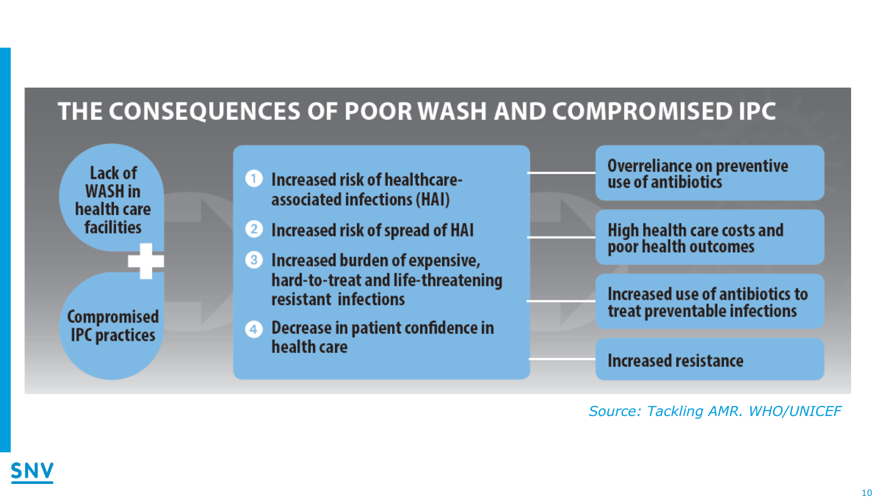# THE CONSEQUENCES OF POOR WASH AND COMPROMISED IPC

**Lack of WASH in health care facilities**

**+**

**Compromised IPC practices**

1. Increased risk of healthcare-associated infections (HAI)
2. Increased risk of spread of HAI
3. Increased burden of expensive, hard-to-treat and life-threatening resistant infections
4. Decrease in patient confidence in health care

- Overreliance on preventive use of antibiotics
- High health care costs and poor health outcomes
- Increased use of antibiotics to treat preventable infections
- Increased resistance

*Source: Tackling AMR. WHO/UNICEF*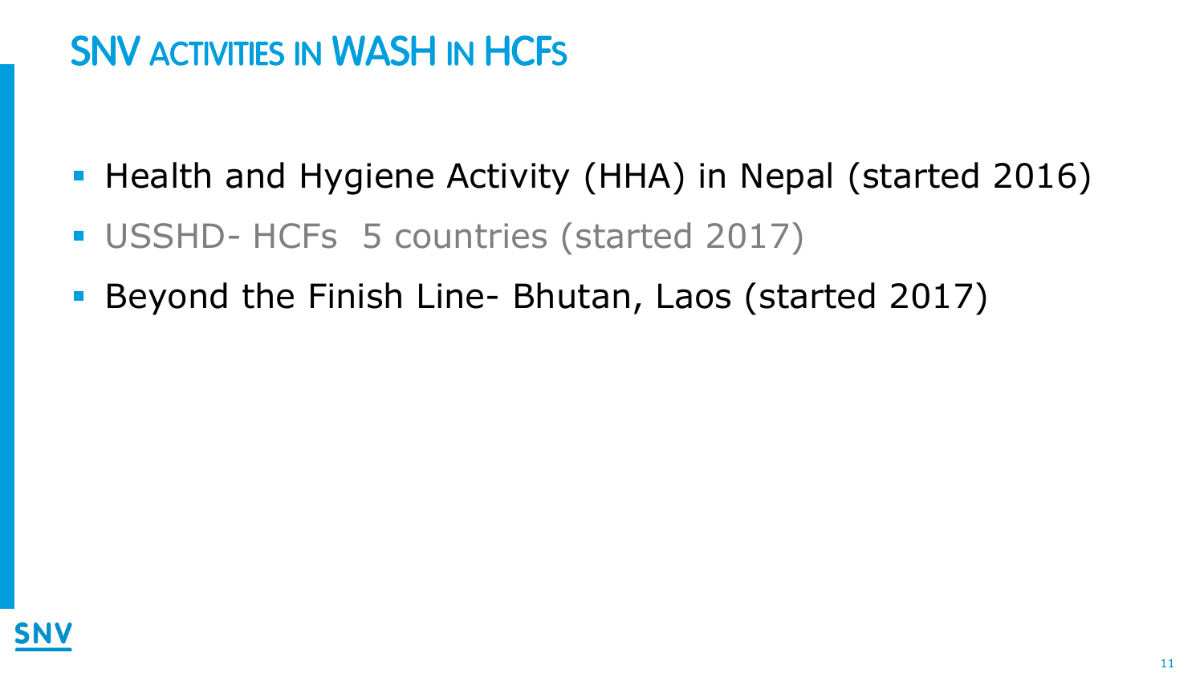# SNV ACTIVITIES IN WASH IN HCFS

- Health and Hygiene Activity (HHA) in Nepal (started 2016)
- USSHD- HCFs 5 countries (started 2017)
- Beyond the Finish Line- Bhutan, Laos (started 2017)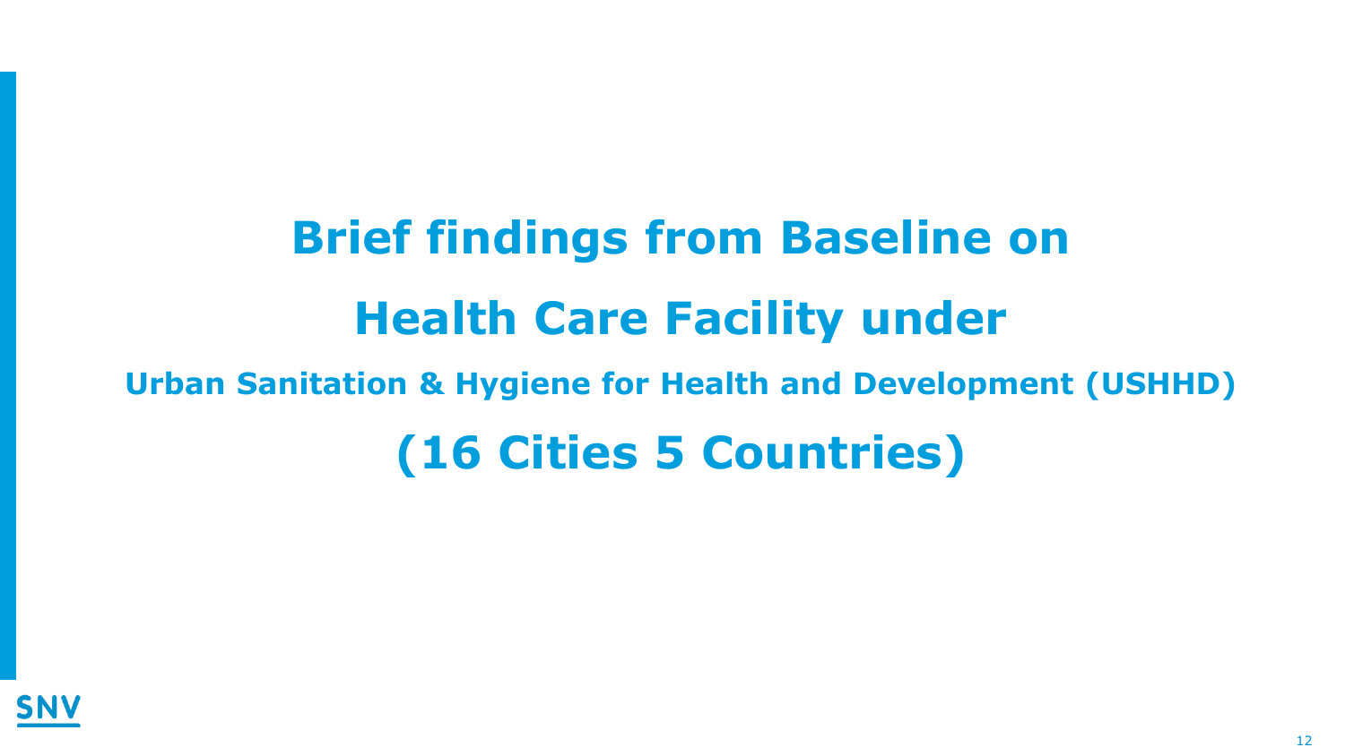# Brief findings from Baseline on

# Health Care Facility under

## Urban Sanitation & Hygiene for Health and Development (USHHD)

# (16 Cities 5 Countries)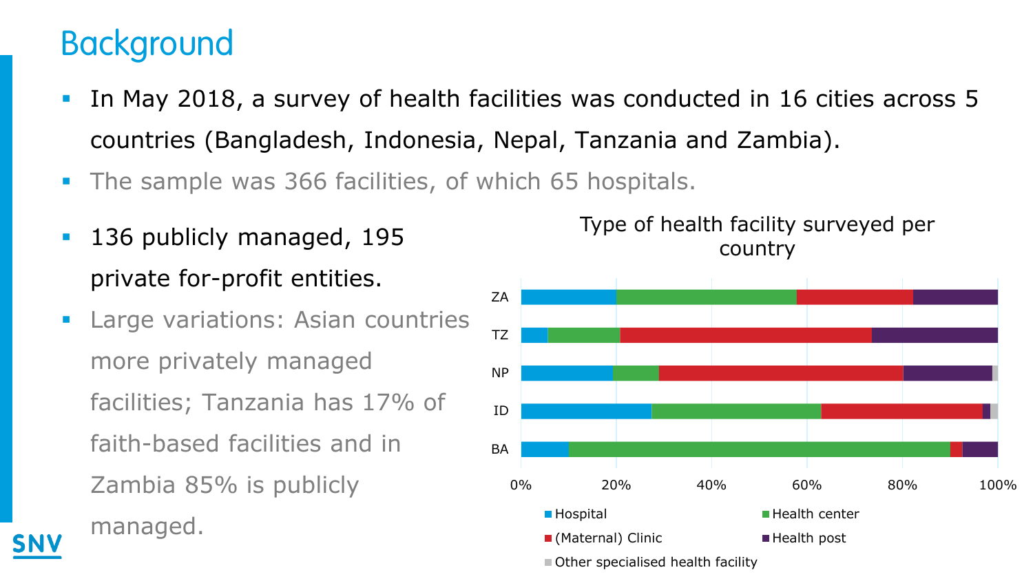# Background

- In May 2018, a survey of health facilities was conducted in 16 cities across 5 countries (Bangladesh, Indonesia, Nepal, Tanzania and Zambia).
- The sample was 366 facilities, of which 65 hospitals.
- 136 publicly managed, 195 private for-profit entities.
- Large variations: Asian countries more privately managed facilities; Tanzania has 17% of faith-based facilities and in Zambia 85% is publicly managed.

Type of health facility surveyed per country

ZA, TZ, NP, ID, BA

0%, 20%, 40%, 60%, 80%, 100%

Hospital, Health center, (Maternal) Clinic, Health post, Other specialised health facility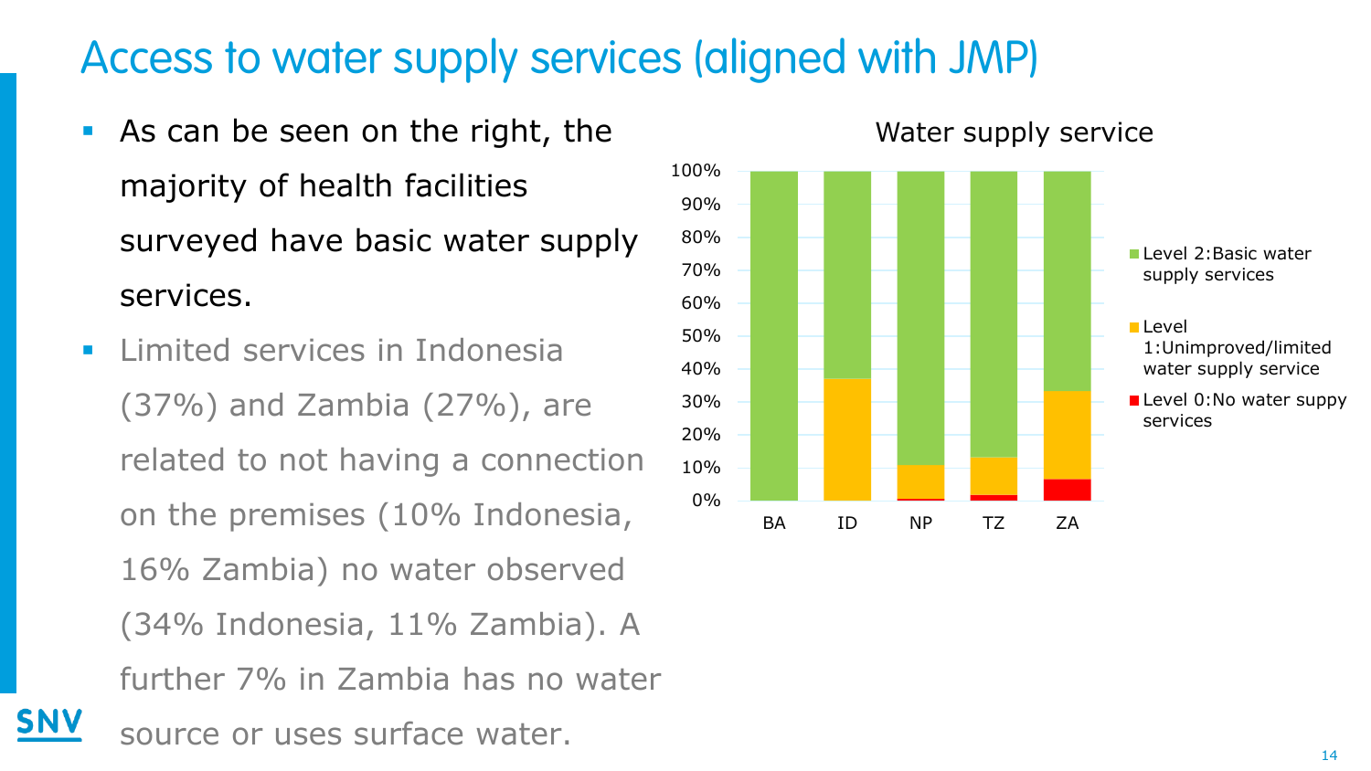# Access to water supply services (aligned with JMP)

- As can be seen on the right, the majority of health facilities surveyed have basic water supply services.
- Limited services in Indonesia (37%) and Zambia (27%), are related to not having a connection on the premises (10% Indonesia, 16% Zambia) no water observed (34% Indonesia, 11% Zambia). A further 7% in Zambia has no water source or uses surface water.

Water supply service

- Level 2:Basic water supply services
- Level 1:Unimproved/limited water supply service
- Level 0:No water suppy services

BA ID NP TZ ZA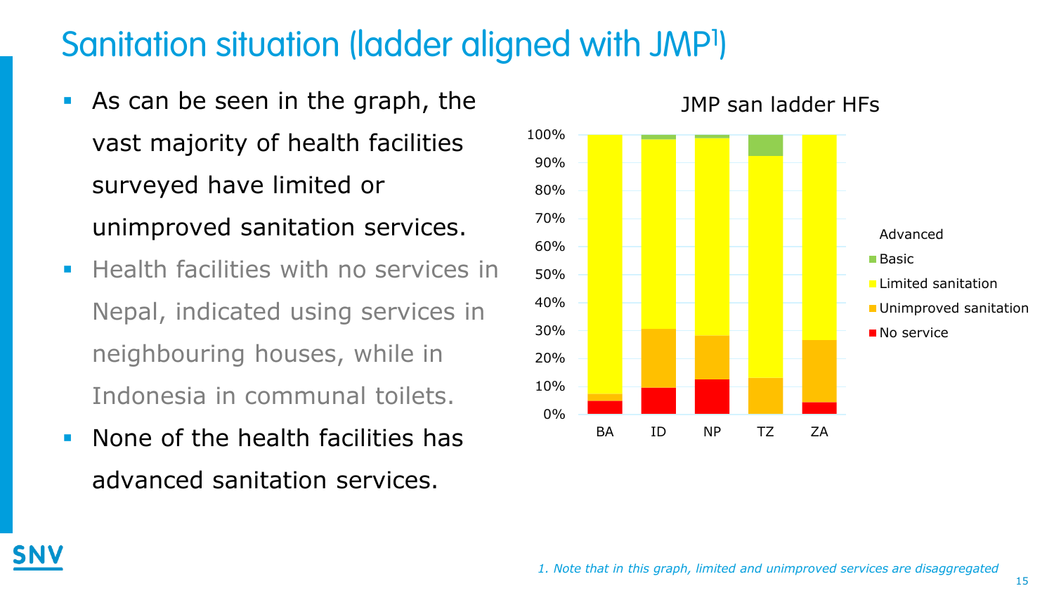# Sanitation situation (ladder aligned with JMP[1])

- As can be seen in the graph, the vast majority of health facilities surveyed have limited or unimproved sanitation services.
- Health facilities with no services in Nepal, indicated using services in neighbouring houses, while in Indonesia in communal toilets.
- None of the health facilities has advanced sanitation services.

JMP san ladder HFs

| | BA | ID | NP | TZ | ZA |
|---|---|---|---|---|---|
| Advanced | 0% | 0% | 0% | 0% | 0% |
| Basic | 0% | ~2% | ~1% | ~8% | 0% |
| Limited sanitation | ~93% | ~67% | ~71% | ~79% | ~73% |
| Unimproved sanitation | ~2% | ~21% | ~15% | ~13% | ~22% |
| No service | ~5% | ~10% | ~13% | 0% | ~4% |

*1. Note that in this graph, limited and unimproved services are disaggregated*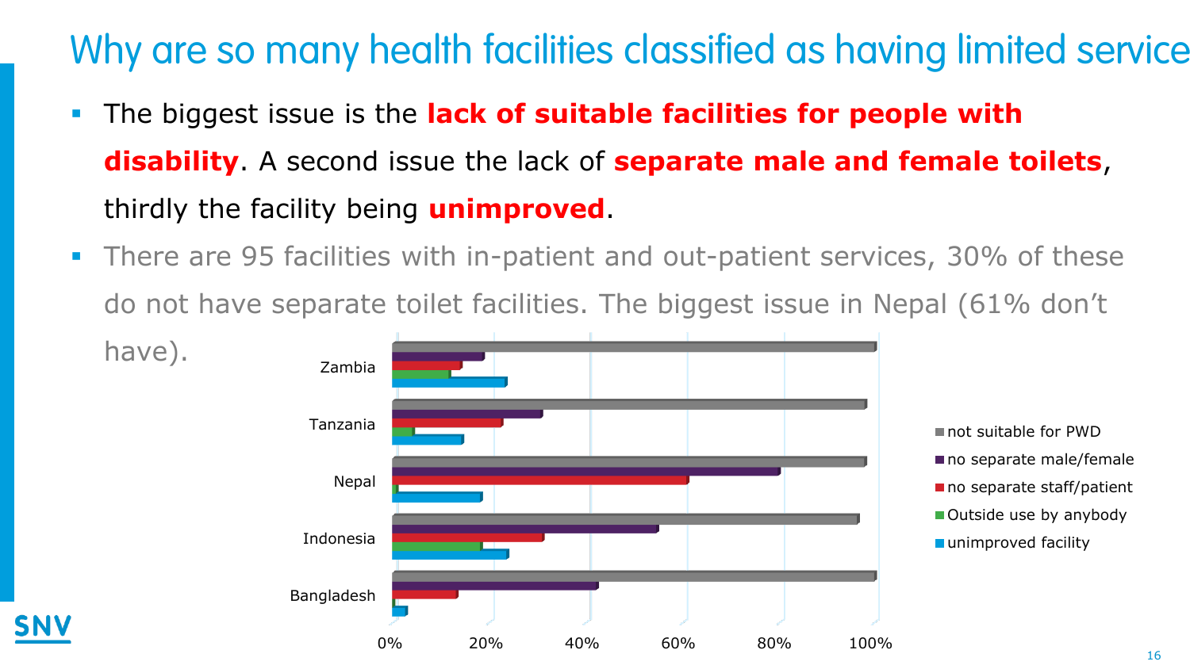# Why are so many health facilities classified as having limited service

- The biggest issue is the **lack of suitable facilities for people with disability**. A second issue the lack of **separate male and female toilets**, thirdly the facility being **unimproved**.
- There are 95 facilities with in-patient and out-patient services, 30% of these do not have separate toilet facilities. The biggest issue in Nepal (61% don't have).

Zambia
Tanzania
Nepal
Indonesia
Bangladesh

0% 20% 40% 60% 80% 100%

- not suitable for PWD
- no separate male/female
- no separate staff/patient
- Outside use by anybody
- unimproved facility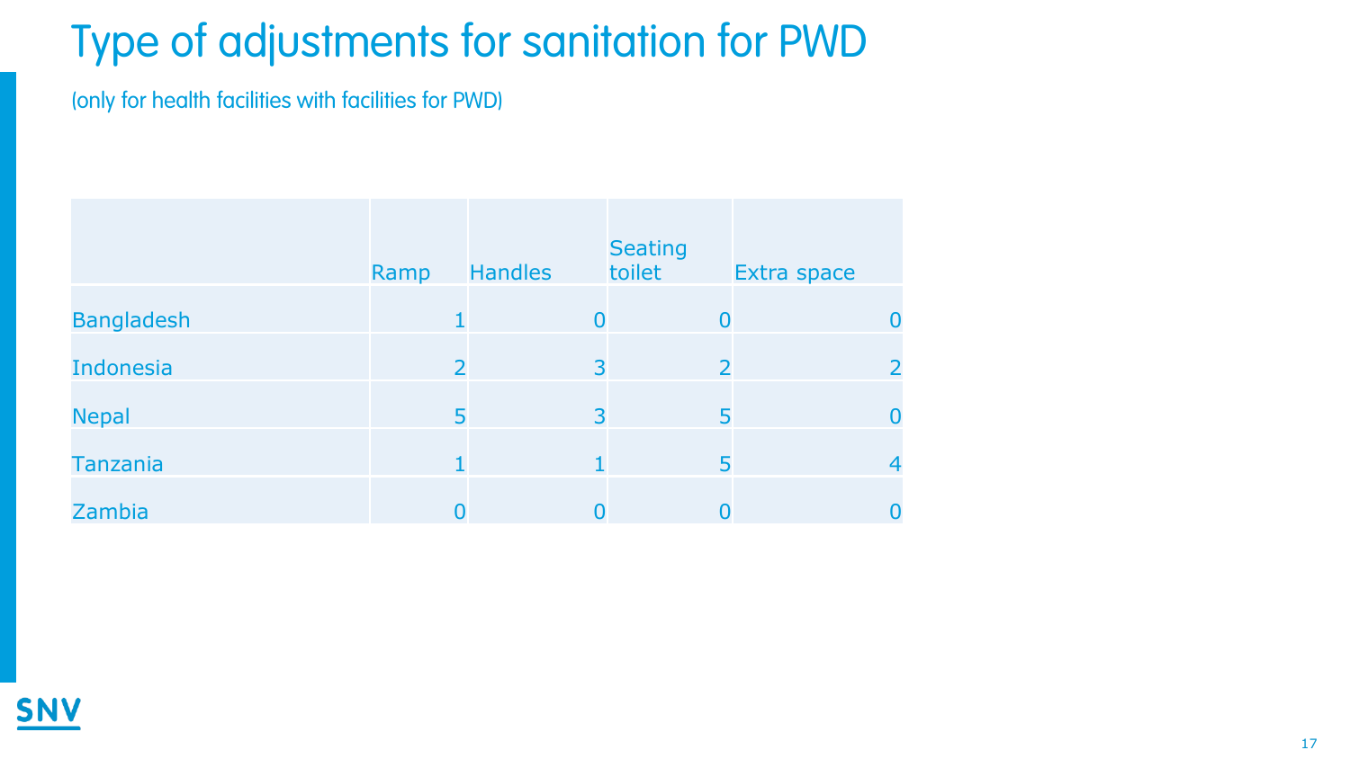# Type of adjustments for sanitation for PWD

(only for health facilities with facilities for PWD)

| | Ramp | Handles | Seating toilet | Extra space |
|---|---|---|---|---|
| Bangladesh | 1 | 0 | 0 | 0 |
| Indonesia | 2 | 3 | 2 | 2 |
| Nepal | 5 | 3 | 5 | 0 |
| Tanzania | 1 | 1 | 5 | 4 |
| Zambia | 0 | 0 | 0 | 0 |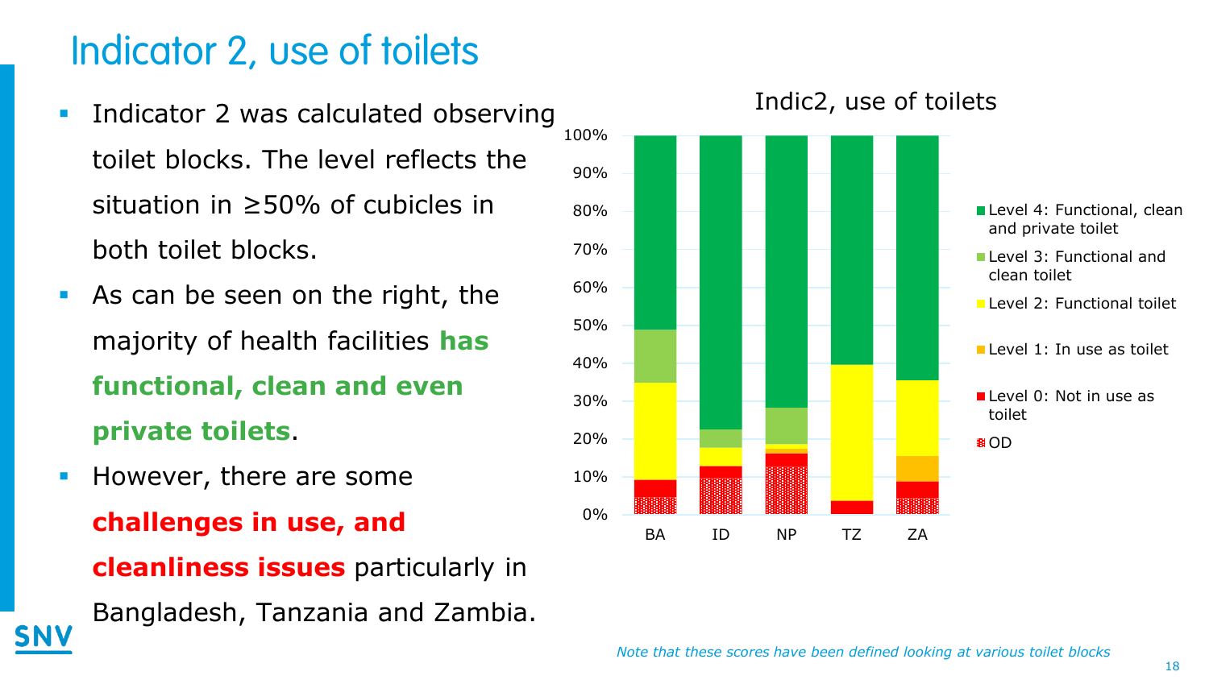# Indicator 2, use of toilets

- Indicator 2 was calculated observing toilet blocks. The level reflects the situation in ≥50% of cubicles in both toilet blocks.
- As can be seen on the right, the majority of health facilities **has functional, clean and even private toilets**.
- However, there are some **challenges in use, and cleanliness issues** particularly in Bangladesh, Tanzania and Zambia.

Indic2, use of toilets

Legend: Level 4: Functional, clean and private toilet; Level 3: Functional and clean toilet; Level 2: Functional toilet; Level 1: In use as toilet; Level 0: Not in use as toilet; OD

Countries: BA, ID, NP, TZ, ZA

*Note that these scores have been defined looking at various toilet blocks*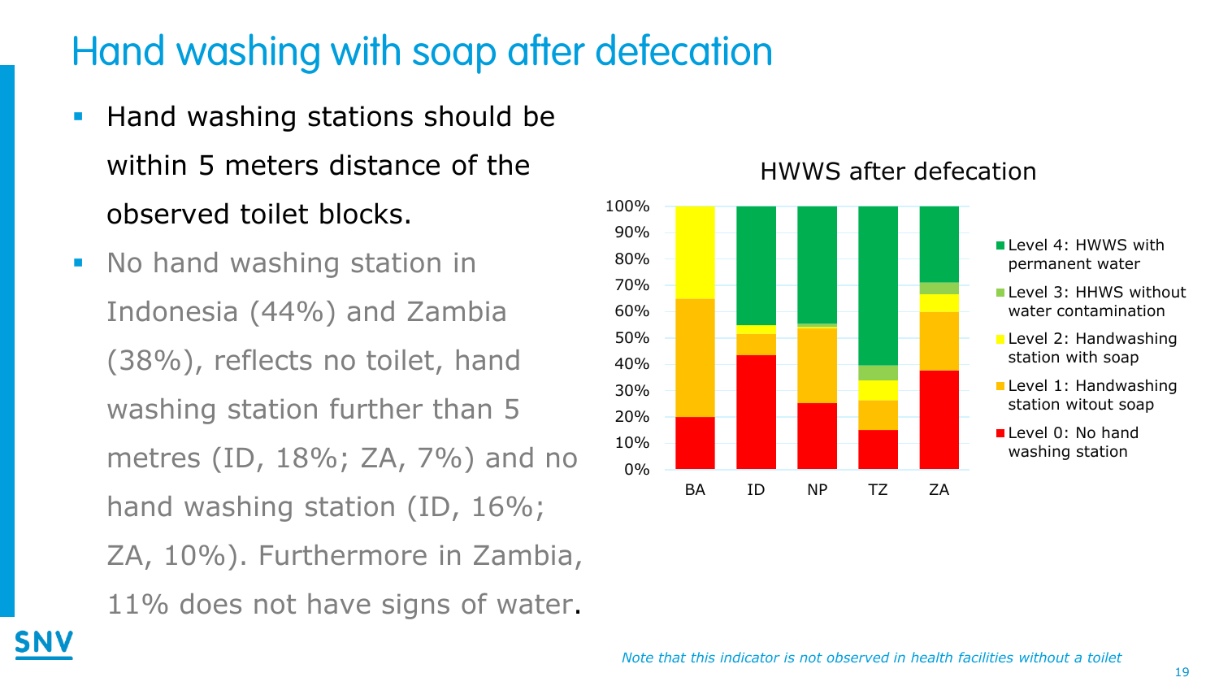# Hand washing with soap after defecation

- Hand washing stations should be within 5 meters distance of the observed toilet blocks.
- No hand washing station in Indonesia (44%) and Zambia (38%), reflects no toilet, hand washing station further than 5 metres (ID, 18%; ZA, 7%) and no hand washing station (ID, 16%; ZA, 10%). Furthermore in Zambia, 11% does not have signs of water.

HWWS after defecation

- Level 4: HWWS with permanent water
- Level 3: HHWS without water contamination
- Level 2: Handwashing station with soap
- Level 1: Handwashing station witout soap
- Level 0: No hand washing station

BA, ID, NP, TZ, ZA

*Note that this indicator is not observed in health facilities without a toilet*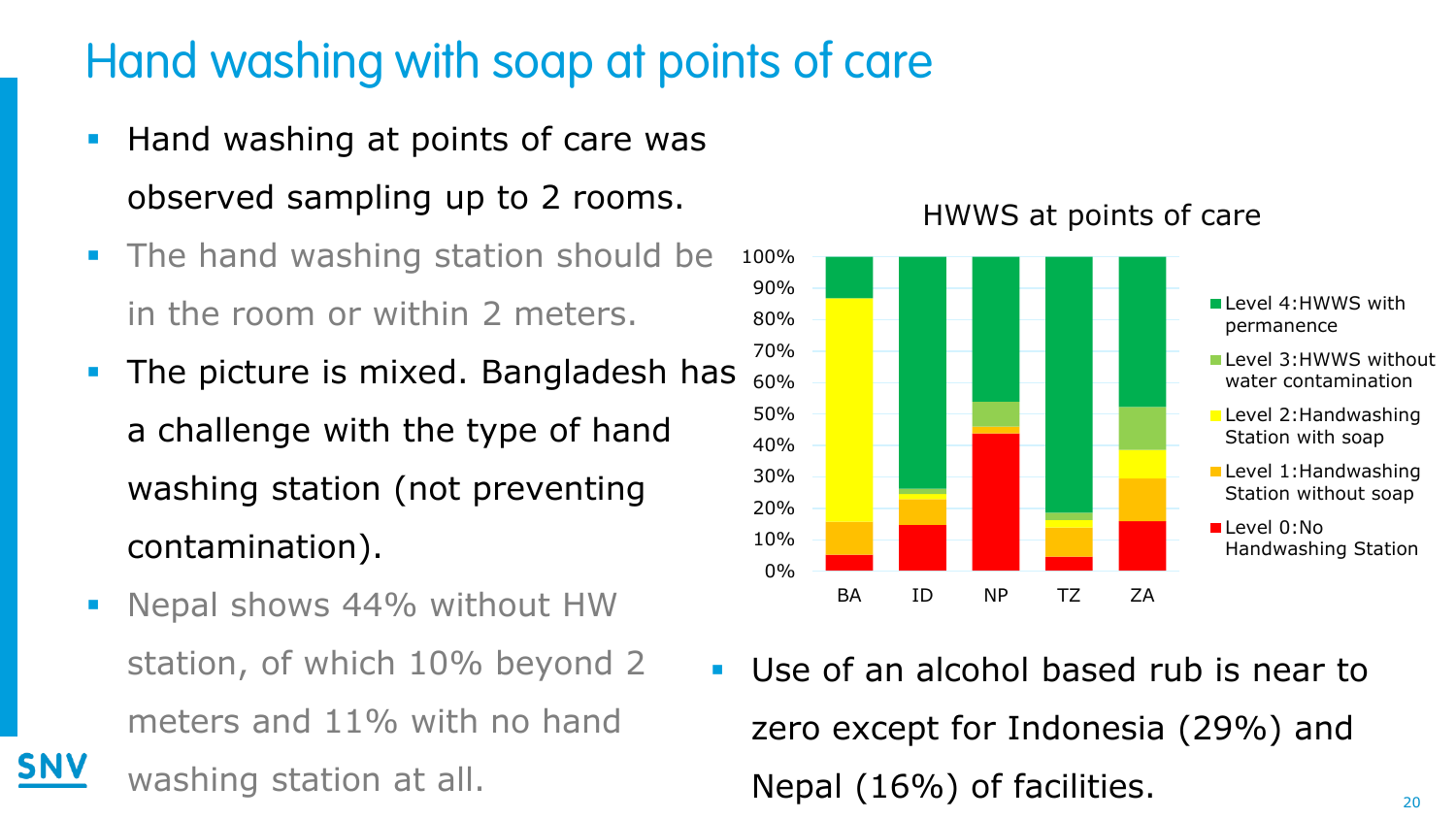# Hand washing with soap at points of care

- Hand washing at points of care was observed sampling up to 2 rooms.
- The hand washing station should be in the room or within 2 meters.
- The picture is mixed. Bangladesh has a challenge with the type of hand washing station (not preventing contamination).
- Nepal shows 44% without HW station, of which 10% beyond 2 meters and 11% with no hand washing station at all.

HWWS at points of care

- Level 4:HWWS with permanence
- Level 3:HWWS without water contamination
- Level 2:Handwashing Station with soap
- Level 1:Handwashing Station without soap
- Level 0:No Handwashing Station

BA ID NP TZ ZA

- Use of an alcohol based rub is near to zero except for Indonesia (29%) and Nepal (16%) of facilities.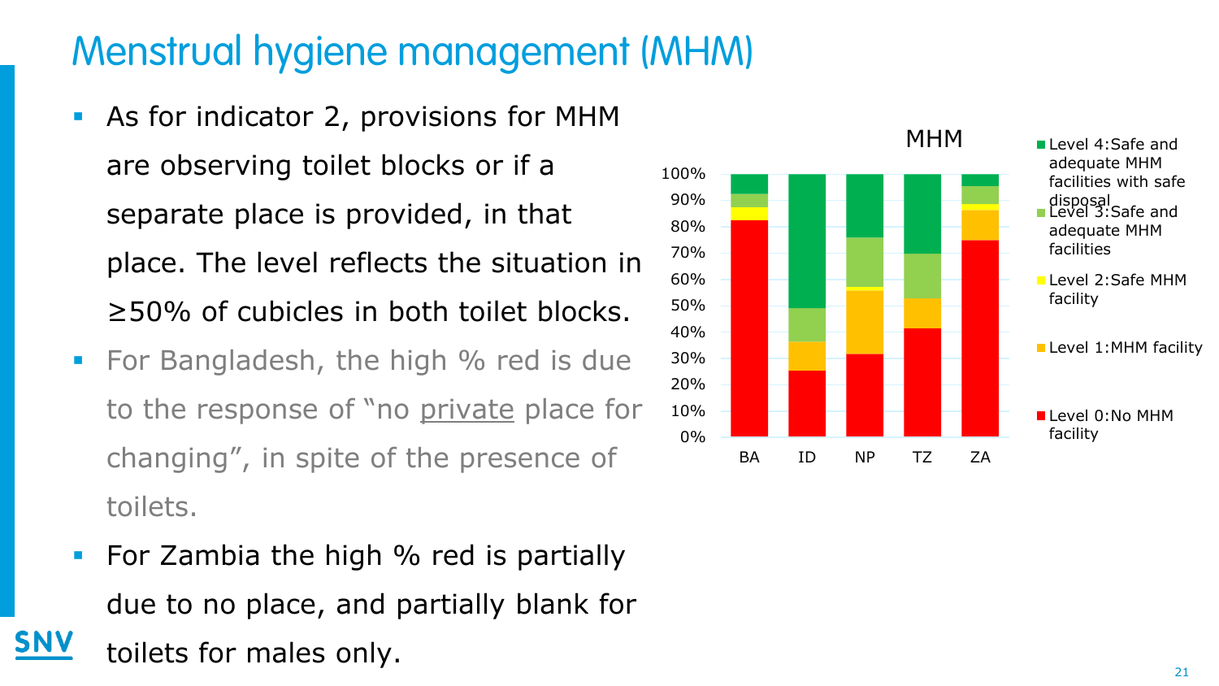# Menstrual hygiene management (MHM)

- As for indicator 2, provisions for MHM are observing toilet blocks or if a separate place is provided, in that place. The level reflects the situation in ≥50% of cubicles in both toilet blocks.
- For Bangladesh, the high % red is due to the response of "no private place for changing", in spite of the presence of toilets.
- For Zambia the high % red is partially due to no place, and partially blank for toilets for males only.

MHM

- Level 4: Safe and adequate MHM facilities with safe disposal
- Level 3: Safe and adequate MHM facilities
- Level 2: Safe MHM facility
- Level 1: MHM facility
- Level 0: No MHM facility

BA, ID, NP, TZ, ZA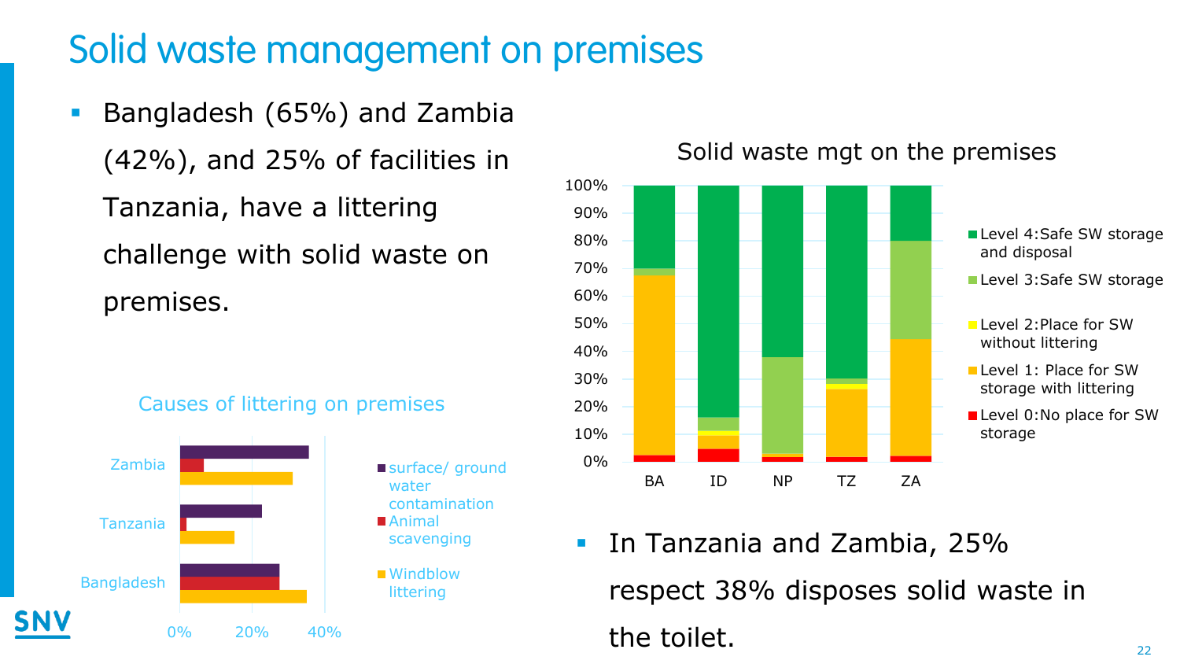# Solid waste management on premises

- Bangladesh (65%) and Zambia (42%), and 25% of facilities in Tanzania, have a littering challenge with solid waste on premises.

Causes of littering on premises

Zambia, Tanzania, Bangladesh

0%, 20%, 40%

- surface/ ground water contamination
- Animal scavenging
- Windblow littering

Solid waste mgt on the premises

100%, 90%, 80%, 70%, 60%, 50%, 40%, 30%, 20%, 10%, 0%

BA, ID, NP, TZ, ZA

- Level 4: Safe SW storage and disposal
- Level 3: Safe SW storage
- Level 2: Place for SW without littering
- Level 1: Place for SW storage with littering
- Level 0: No place for SW storage

- In Tanzania and Zambia, 25% respect 38% disposes solid waste in the toilet.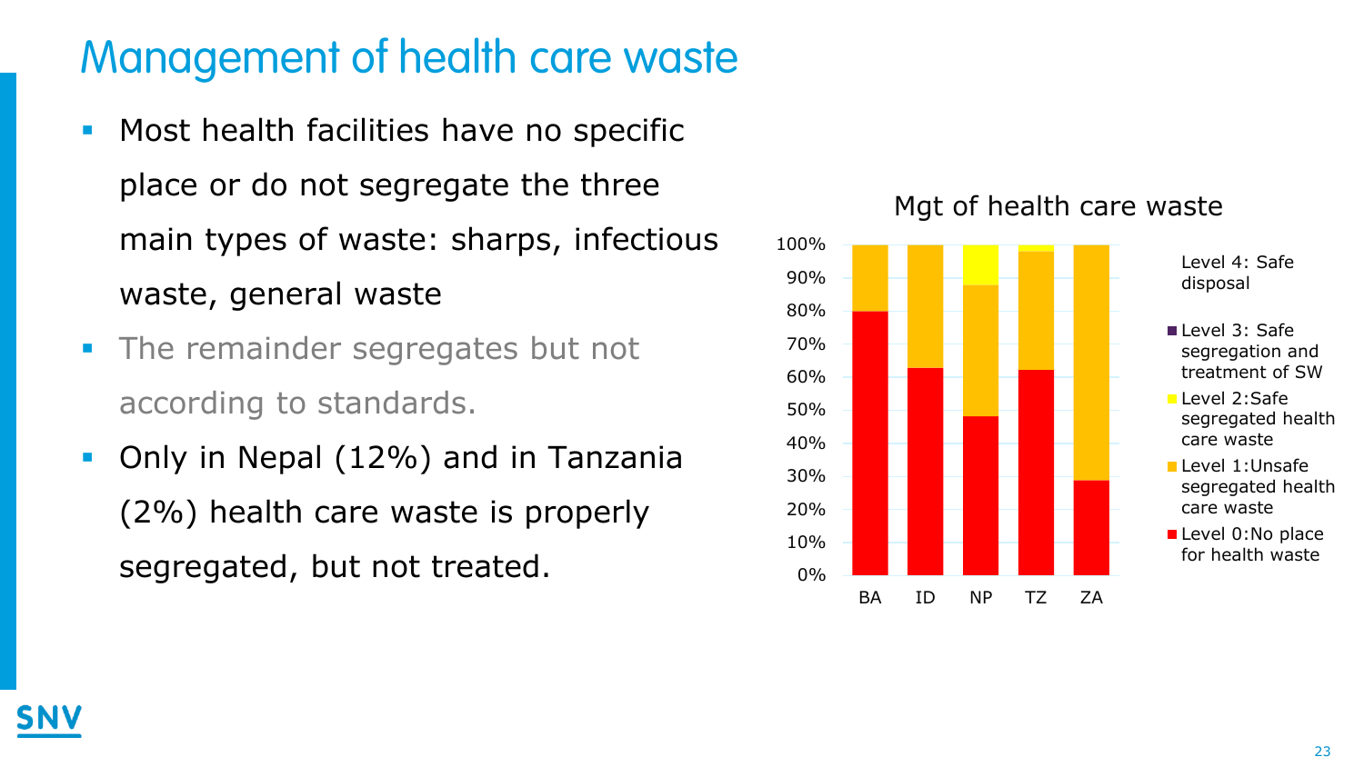# Management of health care waste

- Most health facilities have no specific place or do not segregate the three main types of waste: sharps, infectious waste, general waste
- The remainder segregates but not according to standards.
- Only in Nepal (12%) and in Tanzania (2%) health care waste is properly segregated, but not treated.

Mgt of health care waste

| | BA | ID | NP | TZ | ZA |
|---|---|---|---|---|---|
| Level 0: No place for health waste | 80% | 63% | 48% | 62% | 29% |
| Level 1: Unsafe segregated health care waste | 20% | 37% | 40% | 36% | 71% |
| Level 2: Safe segregated health care waste | | | 12% | 2% | |
| Level 3: Safe segregation and treatment of SW | | | | | |
| Level 4: Safe disposal | | | | | |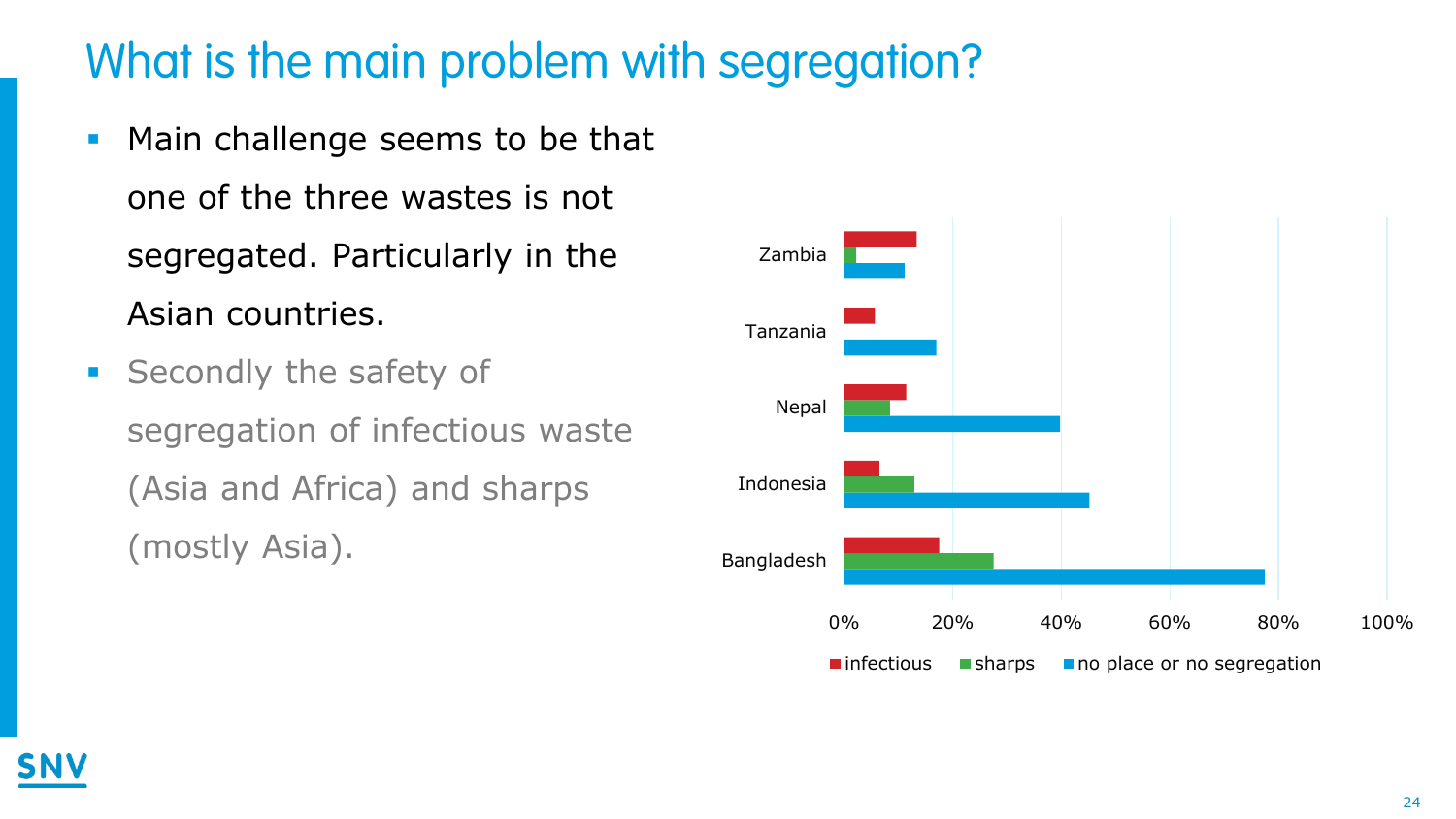# What is the main problem with segregation?

- Main challenge seems to be that one of the three wastes is not segregated. Particularly in the Asian countries.
- Secondly the safety of segregation of infectious waste (Asia and Africa) and sharps (mostly Asia).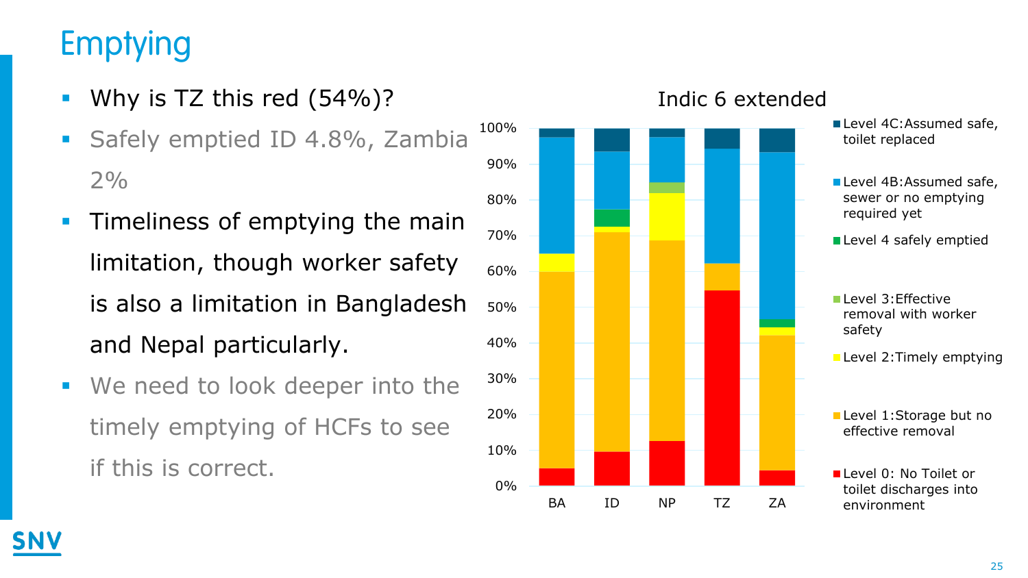# Emptying

- Why is TZ this red (54%)?
- Safely emptied ID 4.8%, Zambia 2%
- Timeliness of emptying the main limitation, though worker safety is also a limitation in Bangladesh and Nepal particularly.
- We need to look deeper into the timely emptying of HCFs to see if this is correct.

Indic 6 extended

- Level 4C: Assumed safe, toilet replaced
- Level 4B: Assumed safe, sewer or no emptying required yet
- Level 4 safely emptied
- Level 3: Effective removal with worker safety
- Level 2: Timely emptying
- Level 1: Storage but no effective removal
- Level 0: No Toilet or toilet discharges into environment

BA, ID, NP, TZ, ZA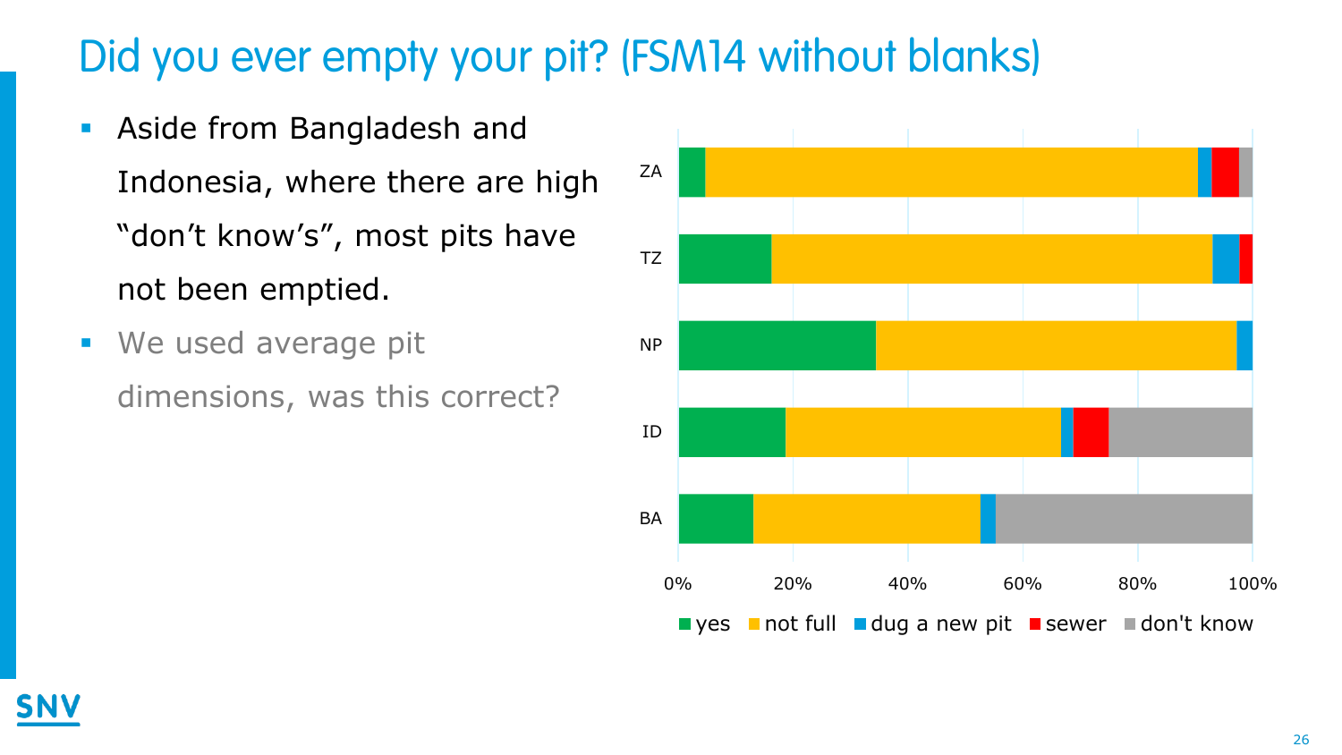# Did you ever empty your pit? (FSM14 without blanks)

- Aside from Bangladesh and Indonesia, where there are high "don't know's", most pits have not been emptied.
- We used average pit dimensions, was this correct?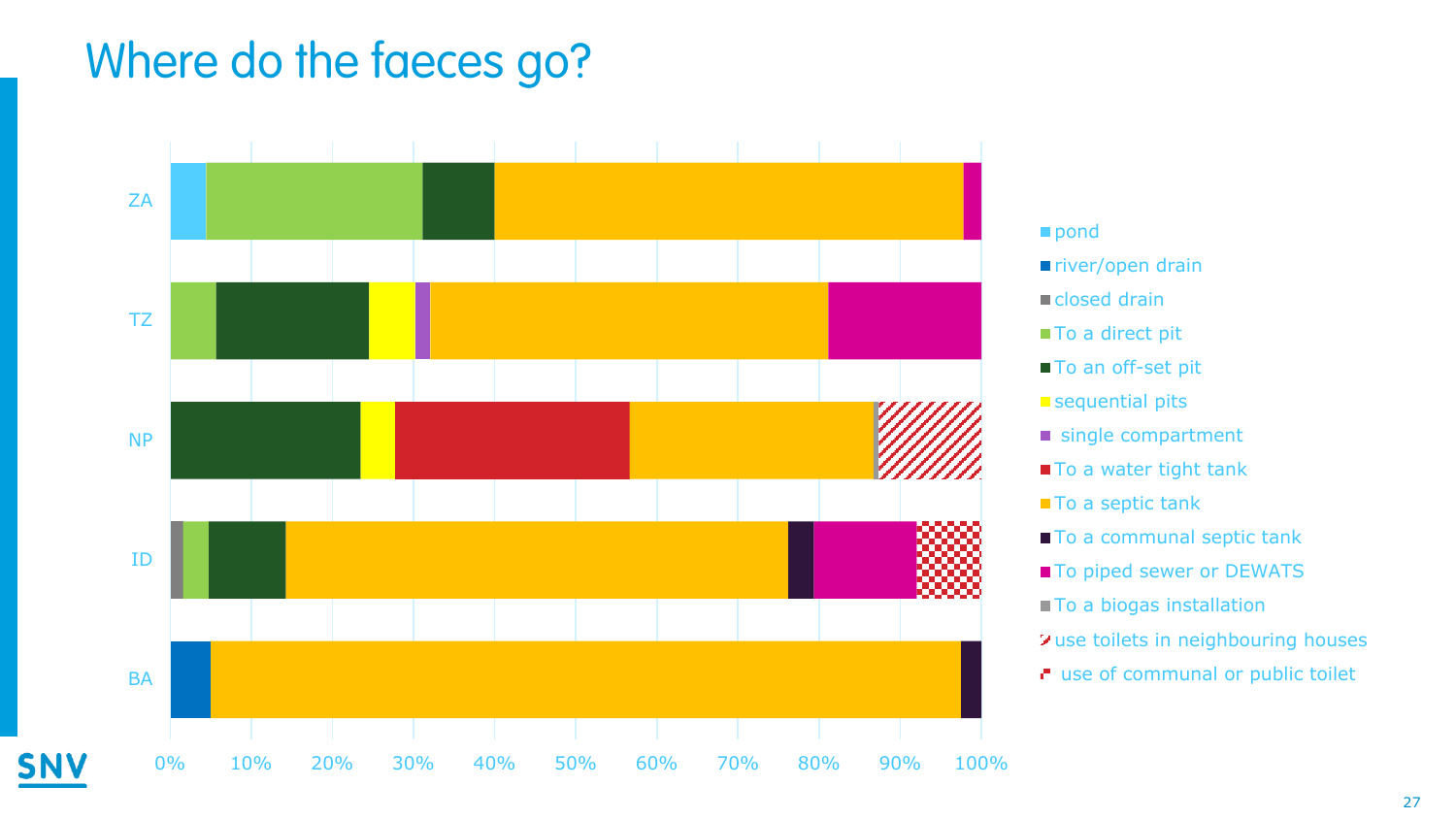# Where do the faeces go?

Stacked bar chart (0%–100%) for ZA, TZ, NP, ID, BA.

Legend:
- pond
- river/open drain
- closed drain
- To a direct pit
- To an off-set pit
- sequential pits
- single compartment
- To a water tight tank
- To a septic tank
- To a communal septic tank
- To piped sewer or DEWATS
- To a biogas installation
- use toilets in neighbouring houses
- use of communal or public toilet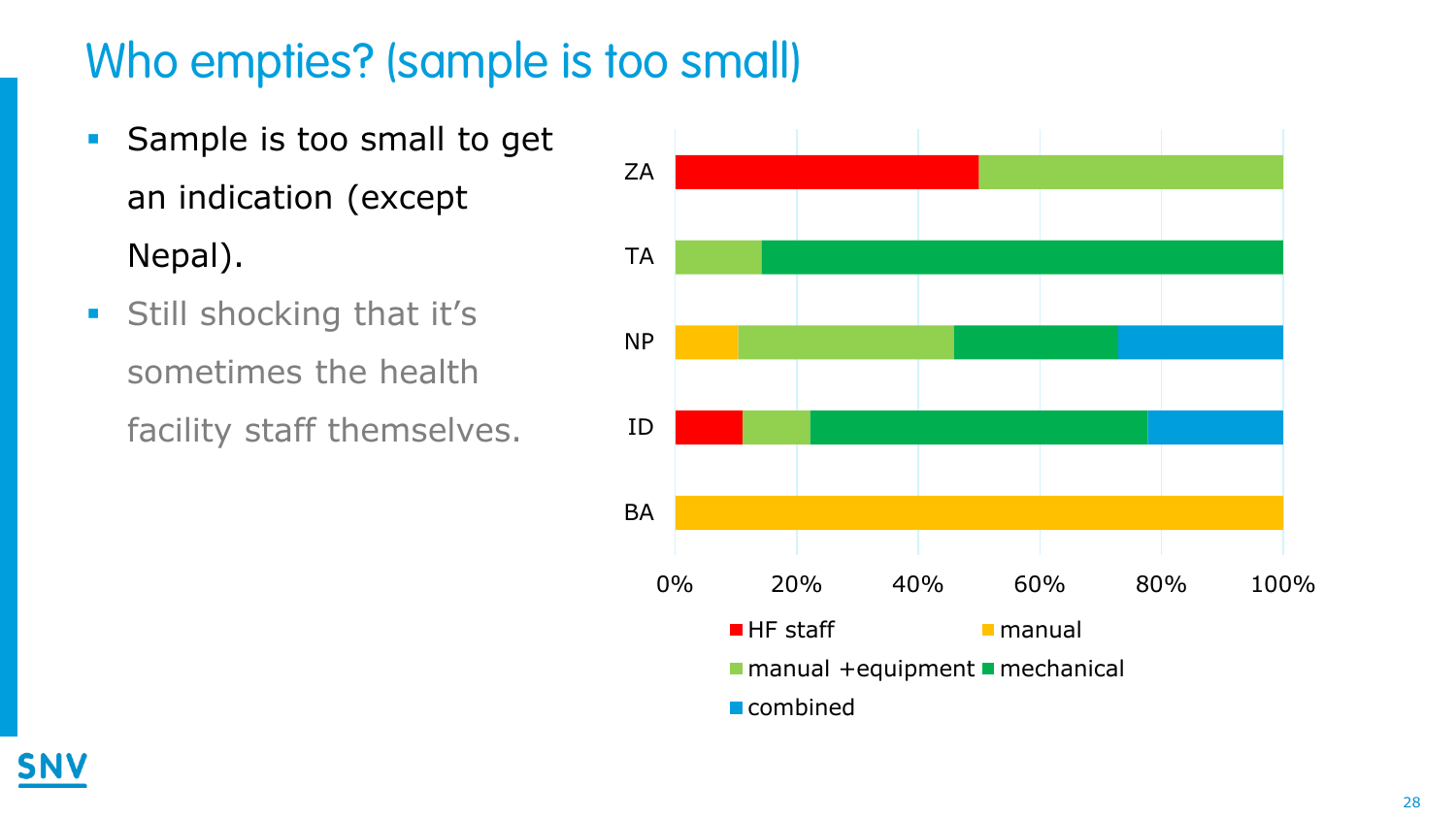# Who empties? (sample is too small)

- Sample is too small to get an indication (except Nepal).
- Still shocking that it's sometimes the health facility staff themselves.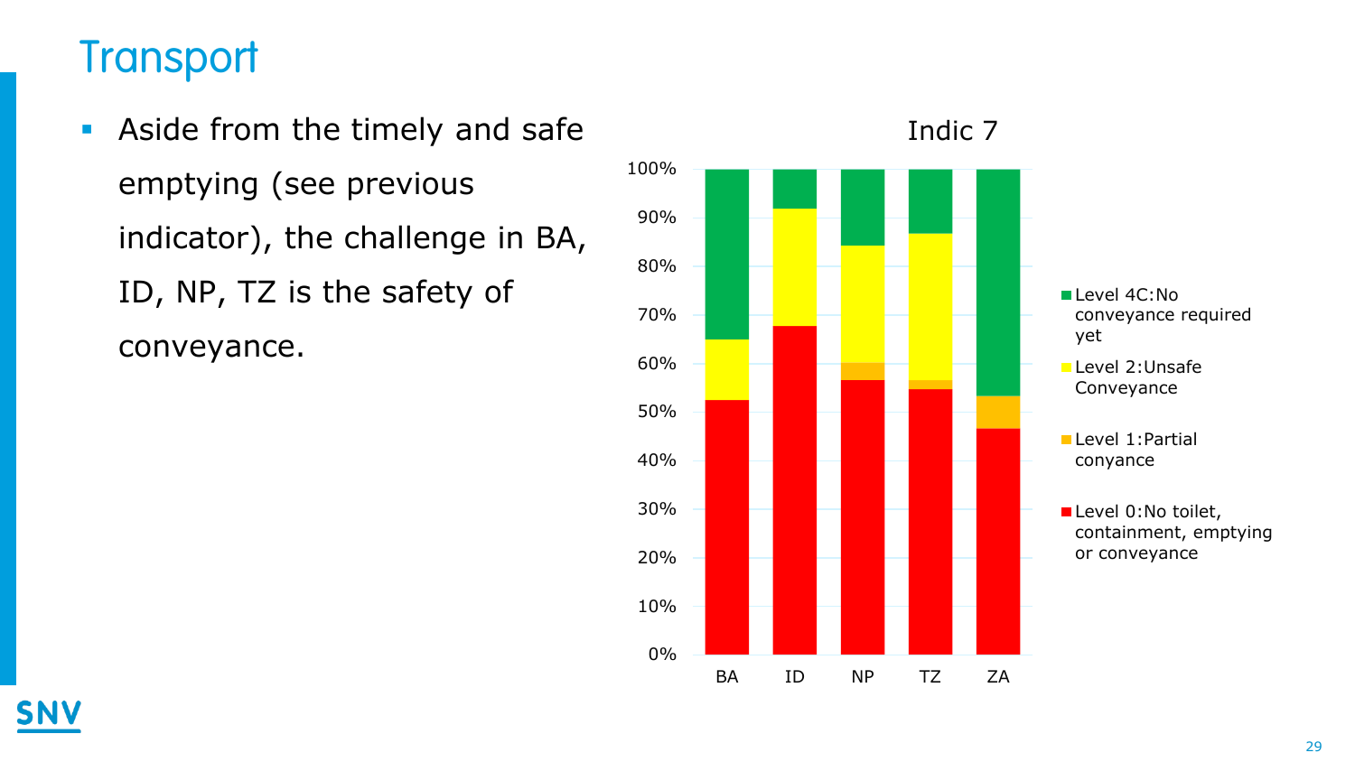# Transport

- Aside from the timely and safe emptying (see previous indicator), the challenge in BA, ID, NP, TZ is the safety of conveyance.

**Indic 7**

| | BA | ID | NP | TZ | ZA |
|---|---|---|---|---|---|
| Level 4C:No conveyance required yet | | | | | |
| Level 2:Unsafe Conveyance | | | | | |
| Level 1:Partial conyance | | | | | |
| Level 0:No toilet, containment, emptying or conveyance | | | | | |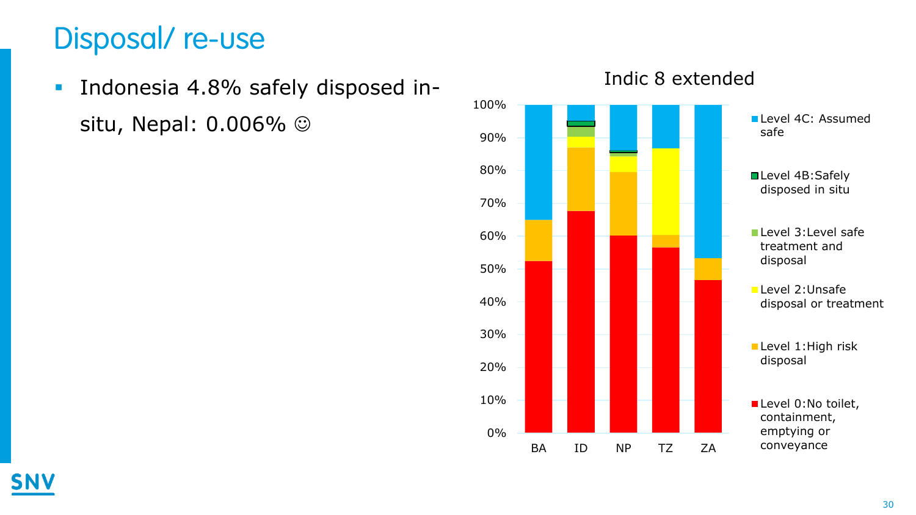# Disposal/ re-use

- Indonesia 4.8% safely disposed in-situ, Nepal: 0.006% ☺

Indic 8 extended

| | BA | ID | NP | TZ | ZA |
|---|---|---|---|---|---|

Legend:
- Level 4C: Assumed safe
- Level 4B:Safely disposed in situ
- Level 3:Level safe treatment and disposal
- Level 2:Unsafe disposal or treatment
- Level 1:High risk disposal
- Level 0:No toilet, containment, emptying or conveyance

Y-axis: 0%, 10%, 20%, 30%, 40%, 50%, 60%, 70%, 80%, 90%, 100%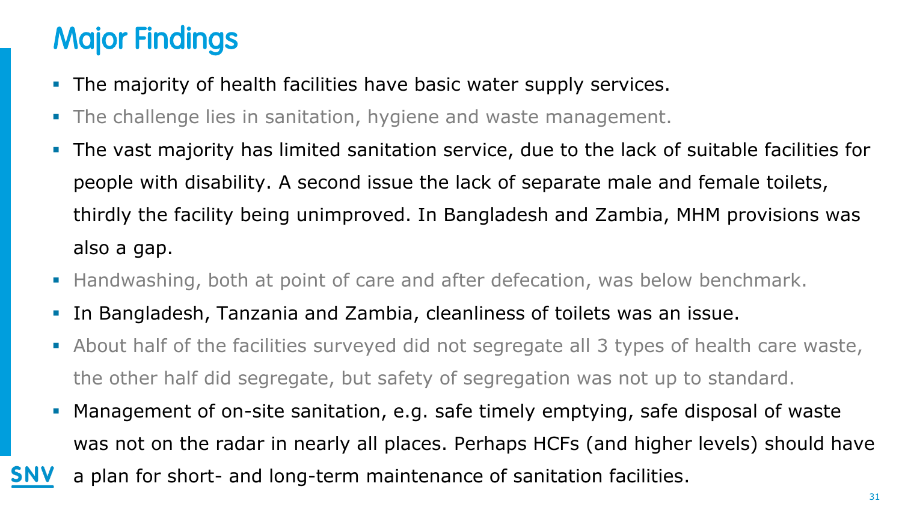# Major Findings

- The majority of health facilities have basic water supply services.
- The challenge lies in sanitation, hygiene and waste management.
- The vast majority has limited sanitation service, due to the lack of suitable facilities for people with disability. A second issue the lack of separate male and female toilets, thirdly the facility being unimproved. In Bangladesh and Zambia, MHM provisions was also a gap.
- Handwashing, both at point of care and after defecation, was below benchmark.
- In Bangladesh, Tanzania and Zambia, cleanliness of toilets was an issue.
- About half of the facilities surveyed did not segregate all 3 types of health care waste, the other half did segregate, but safety of segregation was not up to standard.
- Management of on-site sanitation, e.g. safe timely emptying, safe disposal of waste was not on the radar in nearly all places. Perhaps HCFs (and higher levels) should have a plan for short- and long-term maintenance of sanitation facilities.